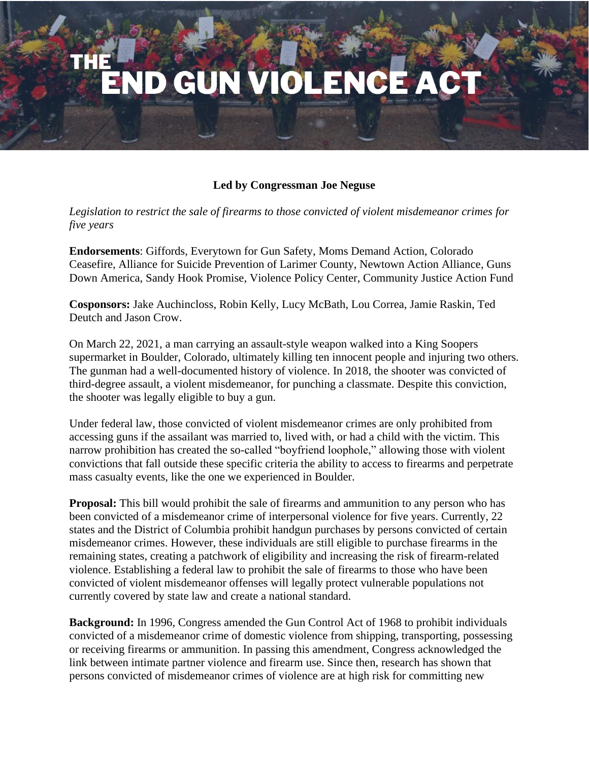# THE END GUN VIOLENCE ACT

**Led by Congressman Joe Neguse**

*Legislation to restrict the sale of firearms to those convicted of violent misdemeanor crimes for five years*

**Endorsements**: Giffords, Everytown for Gun Safety, Moms Demand Action, Colorado Ceasefire, Alliance for Suicide Prevention of Larimer County, Newtown Action Alliance, Guns Down America, Sandy Hook Promise, Violence Policy Center, Community Justice Action Fund

**Cosponsors:** Jake Auchincloss, Robin Kelly, Lucy McBath, Lou Correa, Jamie Raskin, Ted Deutch and Jason Crow.

On March 22, 2021, a man carrying an assault-style weapon walked into a King Soopers supermarket in Boulder, Colorado, ultimately killing ten innocent people and injuring two others. The gunman had a well-documented history of violence. In 2018, the shooter was convicted of third-degree assault, a violent misdemeanor, for punching a classmate. Despite this conviction, the shooter was legally eligible to buy a gun.

Under federal law, those convicted of violent misdemeanor crimes are only prohibited from accessing guns if the assailant was married to, lived with, or had a child with the victim. This narrow prohibition has created the so-called "boyfriend loophole," allowing those with violent convictions that fall outside these specific criteria the ability to access to firearms and perpetrate mass casualty events, like the one we experienced in Boulder.

**Proposal:** This bill would prohibit the sale of firearms and ammunition to any person who has been convicted of a misdemeanor crime of interpersonal violence for five years. Currently, 22 states and the District of Columbia prohibit handgun purchases by persons convicted of certain misdemeanor crimes. However, these individuals are still eligible to purchase firearms in the remaining states, creating a patchwork of eligibility and increasing the risk of firearm-related violence. Establishing a federal law to prohibit the sale of firearms to those who have been convicted of violent misdemeanor offenses will legally protect vulnerable populations not currently covered by state law and create a national standard.

**Background:** In 1996, Congress amended the Gun Control Act of 1968 to prohibit individuals convicted of a misdemeanor crime of domestic violence from shipping, transporting, possessing or receiving firearms or ammunition. In passing this amendment, Congress acknowledged the link between intimate partner violence and firearm use. Since then, research has shown that persons convicted of misdemeanor crimes of violence are at high risk for committing new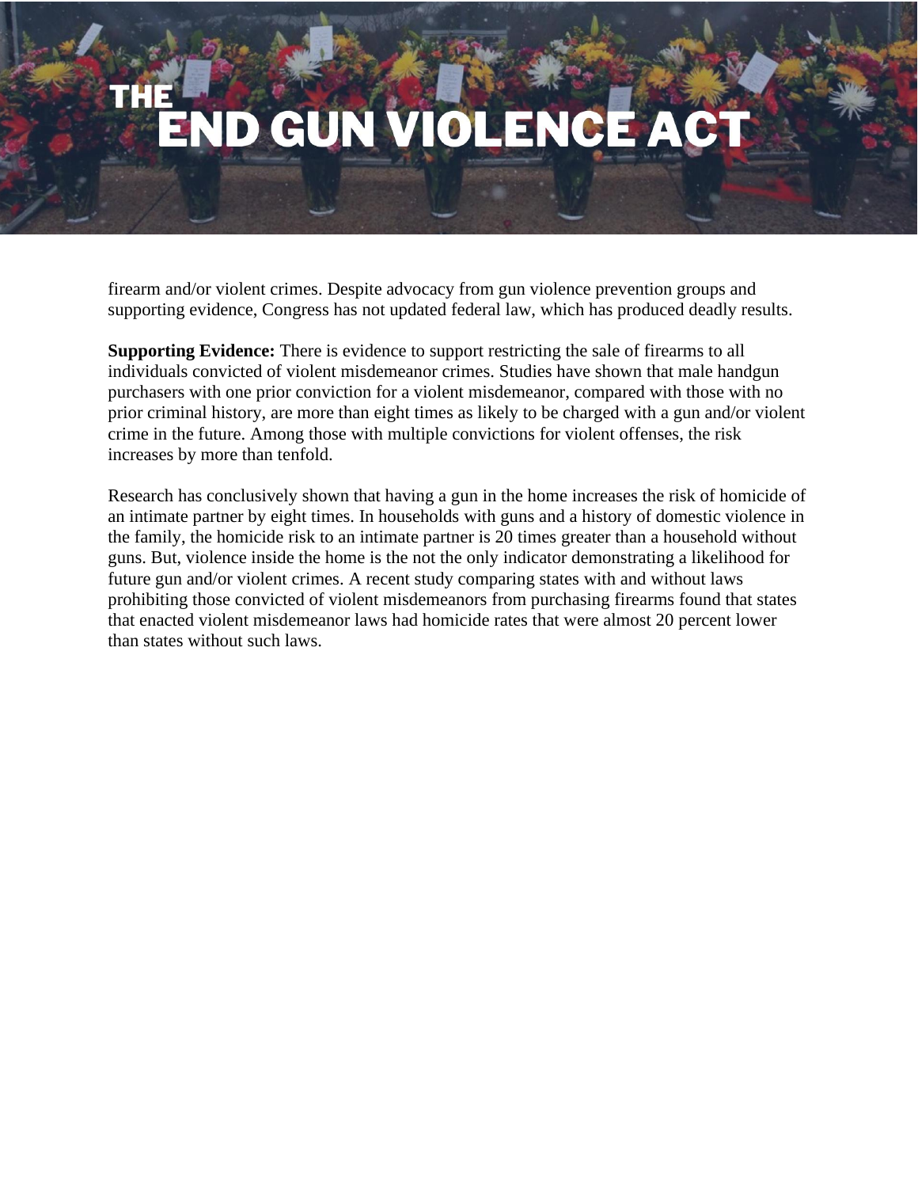# THE END GUN VIOLENCE ACT

firearm and/or violent crimes. Despite advocacy from gun violence prevention groups and supporting evidence, Congress has not updated federal law, which has produced deadly results.

**Supporting Evidence:** There is evidence to support restricting the sale of firearms to all individuals convicted of violent misdemeanor crimes. Studies have shown that male handgun purchasers with one prior conviction for a violent misdemeanor, compared with those with no prior criminal history, are more than eight times as likely to be charged with a gun and/or violent crime in the future. Among those with multiple convictions for violent offenses, the risk increases by more than tenfold.

Research has conclusively shown that having a gun in the home increases the risk of homicide of an intimate partner by eight times. In households with guns and a history of domestic violence in the family, the homicide risk to an intimate partner is 20 times greater than a household without guns. But, violence inside the home is the not the only indicator demonstrating a likelihood for future gun and/or violent crimes. A recent study comparing states with and without laws prohibiting those convicted of violent misdemeanors from purchasing firearms found that states that enacted violent misdemeanor laws had homicide rates that were almost 20 percent lower than states without such laws.